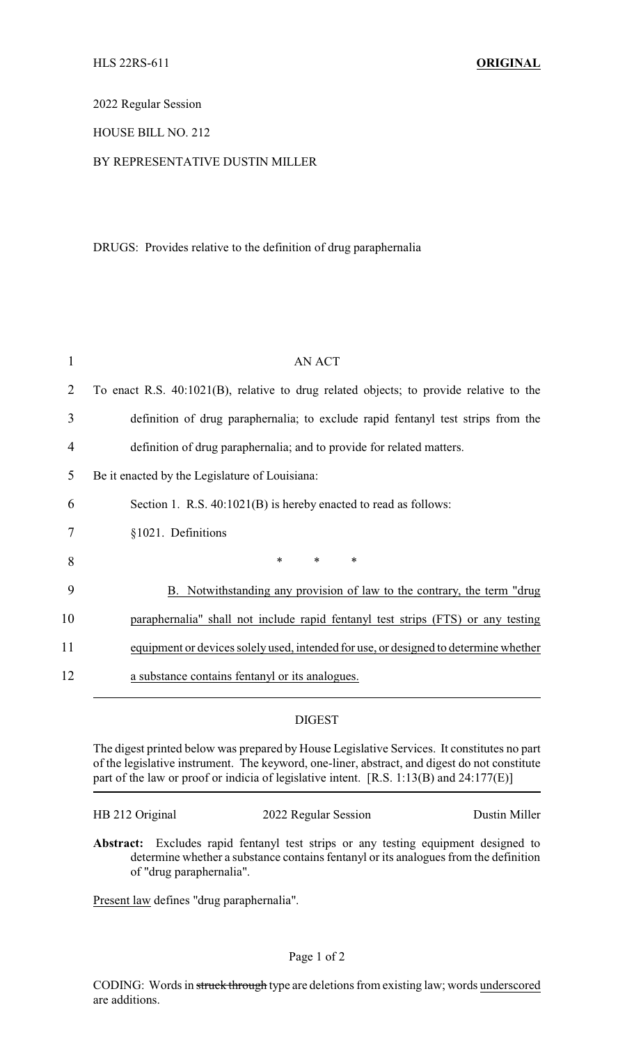HLS 22RS-611 **ORIGINAL**

2022 Regular Session

HOUSE BILL NO. 212

BY REPRESENTATIVE DUSTIN MILLER

DRUGS: Provides relative to the definition of drug paraphernalia

1 AN ACT

2 To enact R.S. 40:1021(B), relative to drug related objects; to provide relative to the
3 definition of drug paraphernalia; to exclude rapid fentanyl test strips from the
4 definition of drug paraphernalia; and to provide for related matters.

5 Be it enacted by the Legislature of Louisiana:

6 Section 1. R.S. 40:1021(B) is hereby enacted to read as follows:

7 §1021. Definitions

8 * * *

9 <u>B. Notwithstanding any provision of law to the contrary, the term "drug</u>
10 <u>paraphernalia" shall not include rapid fentanyl test strips (FTS) or any testing</u>
11 <u>equipment or devices solely used, intended for use, or designed to determine whether</u>
12 <u>a substance contains fentanyl or its analogues.</u>

## DIGEST

The digest printed below was prepared by House Legislative Services. It constitutes no part of the legislative instrument. The keyword, one-liner, abstract, and digest do not constitute part of the law or proof or indicia of legislative intent. [R.S. 1:13(B) and 24:177(E)]

HB 212 Original 2022 Regular Session Dustin Miller

**Abstract:** Excludes rapid fentanyl test strips or any testing equipment designed to determine whether a substance contains fentanyl or its analogues from the definition of "drug paraphernalia".

<u>Present law</u> defines "drug paraphernalia".

CODING: Words in ~~struck through~~ type are deletions from existing law; words <u>underscored</u> are additions.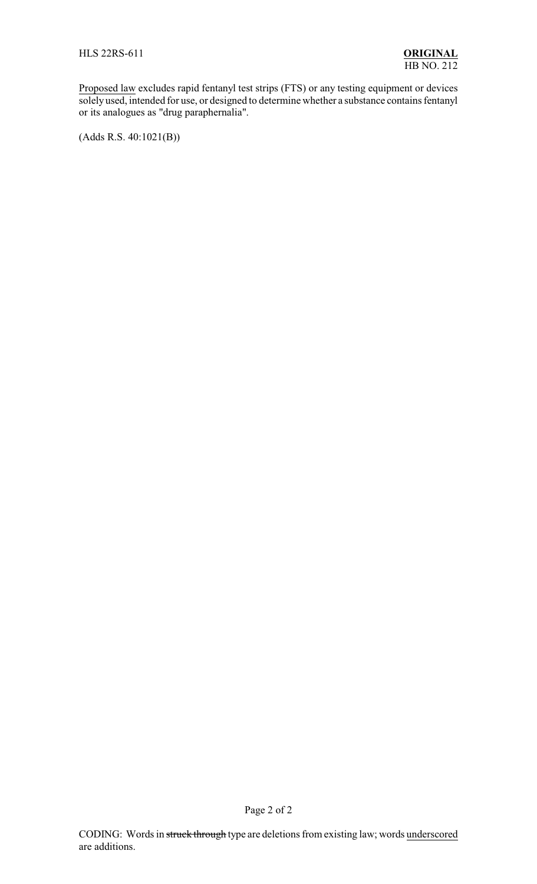Proposed law excludes rapid fentanyl test strips (FTS) or any testing equipment or devices solely used, intended for use, or designed to determine whether a substance contains fentanyl or its analogues as "drug paraphernalia".

(Adds R.S. 40:1021(B))

CODING: Words in ~~struck through~~ type are deletions from existing law; words underscored are additions.